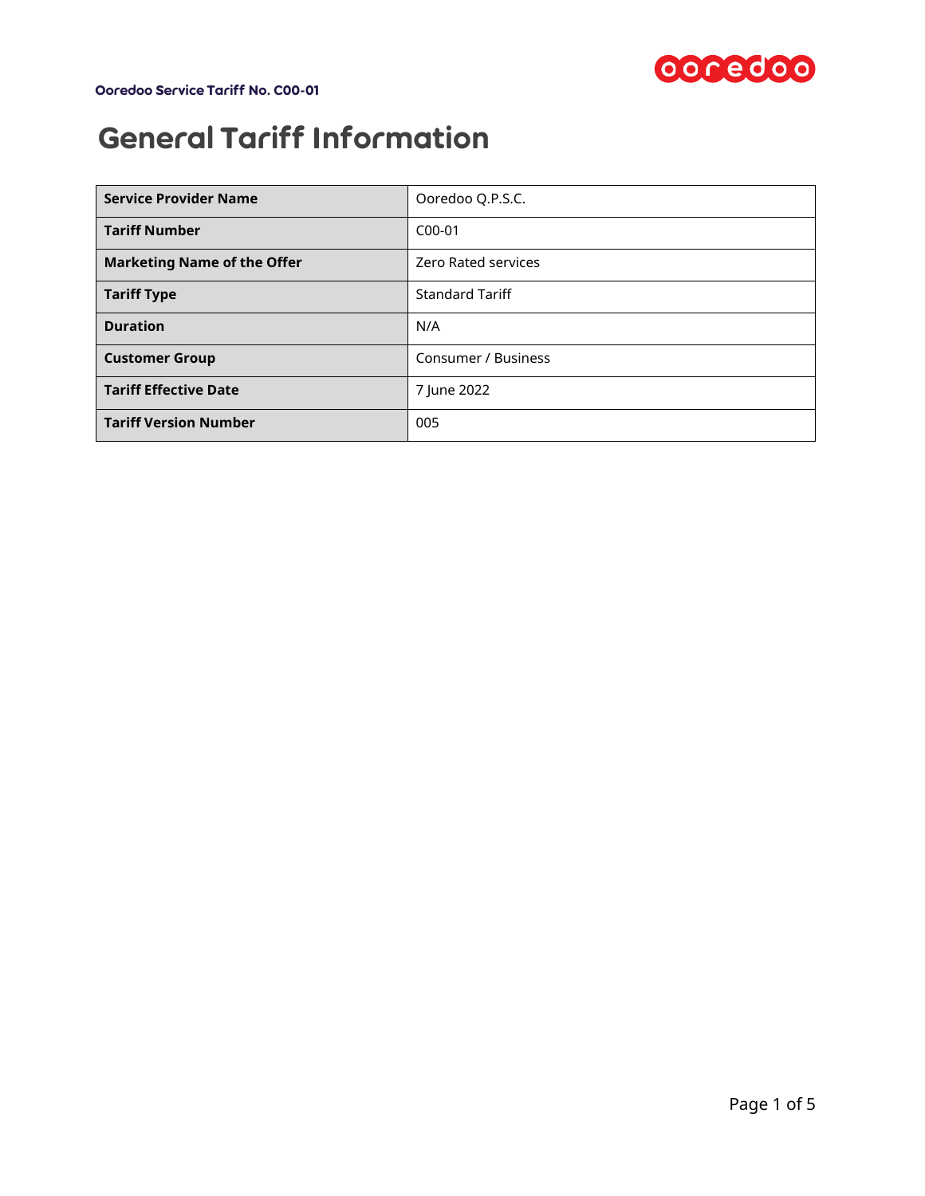# General Tariff Information

| Service Provider Name | Ooredoo Q.P.S.C. |
|---|---|
| Tariff Number | C00-01 |
| Marketing Name of the Offer | Zero Rated services |
| Tariff Type | Standard Tariff |
| Duration | N/A |
| Customer Group | Consumer / Business |
| Tariff Effective Date | 7 June 2022 |
| Tariff Version Number | 005 |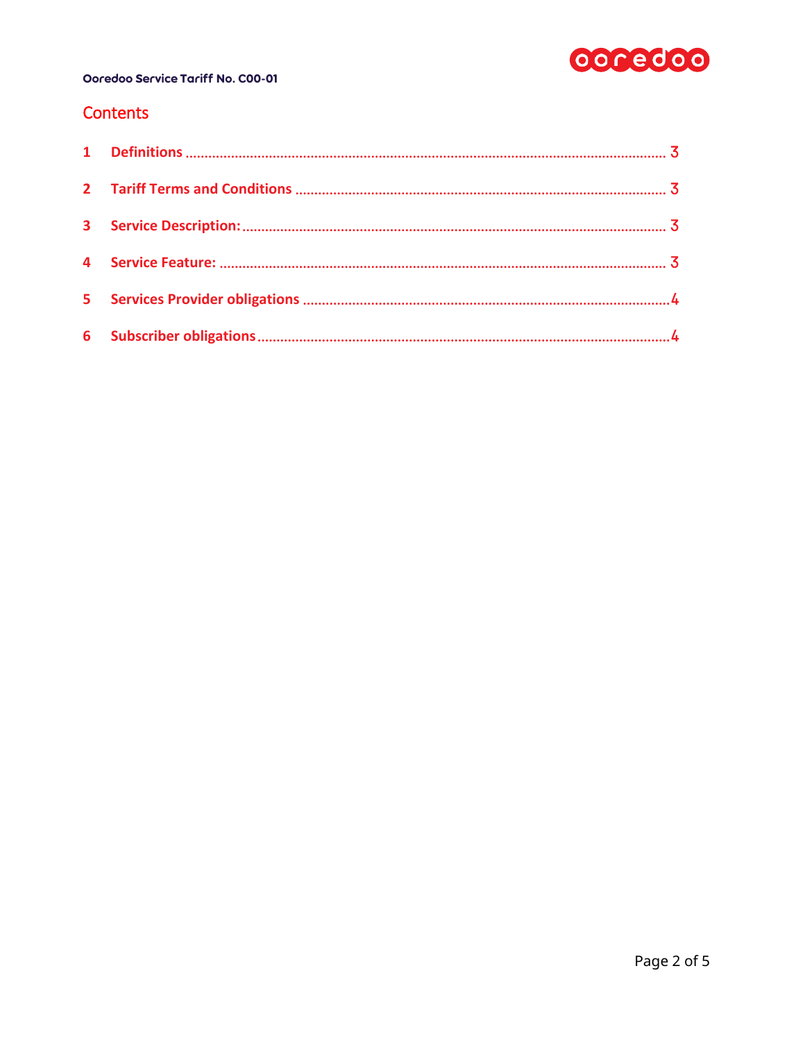## Contents

1 Definitions ............................................................ 3

2 Tariff Terms and Conditions ............................................ 3

3 Service Description: ................................................... 3

4 Service Feature: ....................................................... 3

5 Services Provider obligations .......................................... 4

6 Subscriber obligations ................................................. 4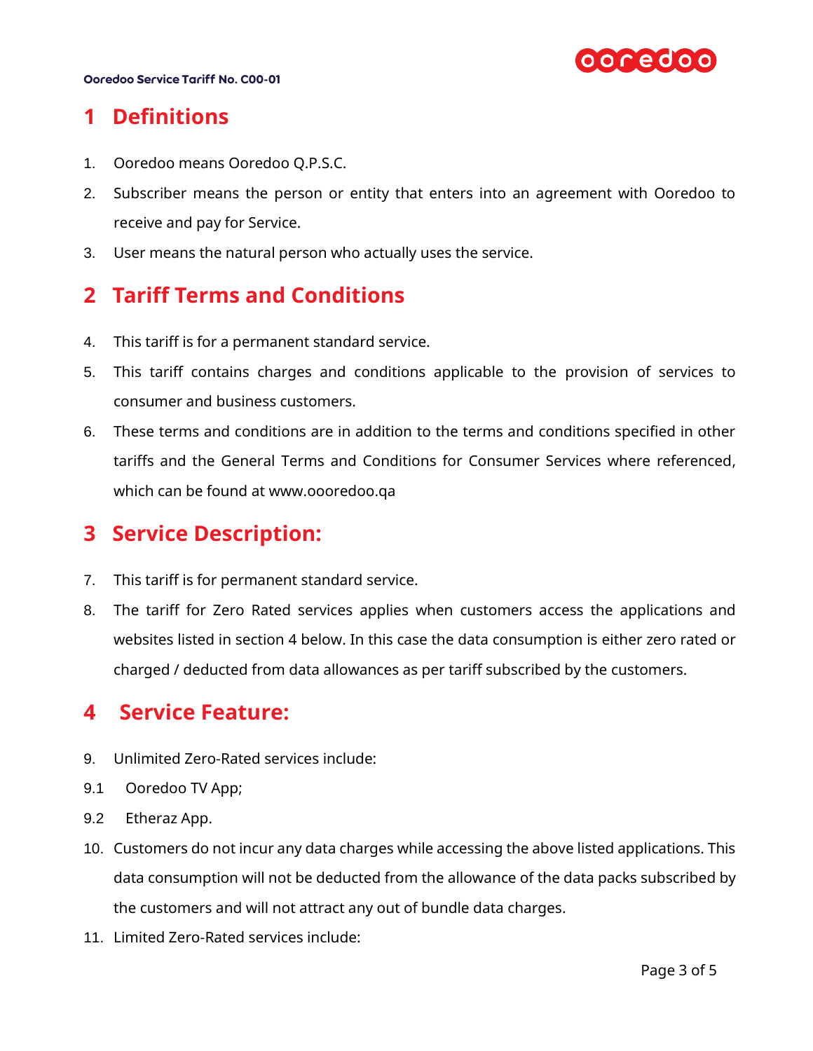# 1 Definitions

1. Ooredoo means Ooredoo Q.P.S.C.
2. Subscriber means the person or entity that enters into an agreement with Ooredoo to receive and pay for Service.
3. User means the natural person who actually uses the service.

# 2 Tariff Terms and Conditions

4. This tariff is for a permanent standard service.
5. This tariff contains charges and conditions applicable to the provision of services to consumer and business customers.
6. These terms and conditions are in addition to the terms and conditions specified in other tariffs and the General Terms and Conditions for Consumer Services where referenced, which can be found at www.oooredoo.qa

# 3 Service Description:

7. This tariff is for permanent standard service.
8. The tariff for Zero Rated services applies when customers access the applications and websites listed in section 4 below. In this case the data consumption is either zero rated or charged / deducted from data allowances as per tariff subscribed by the customers.

# 4 Service Feature:

9. Unlimited Zero-Rated services include:

9.1 Ooredoo TV App;

9.2 Etheraz App.

10. Customers do not incur any data charges while accessing the above listed applications. This data consumption will not be deducted from the allowance of the data packs subscribed by the customers and will not attract any out of bundle data charges.
11. Limited Zero-Rated services include: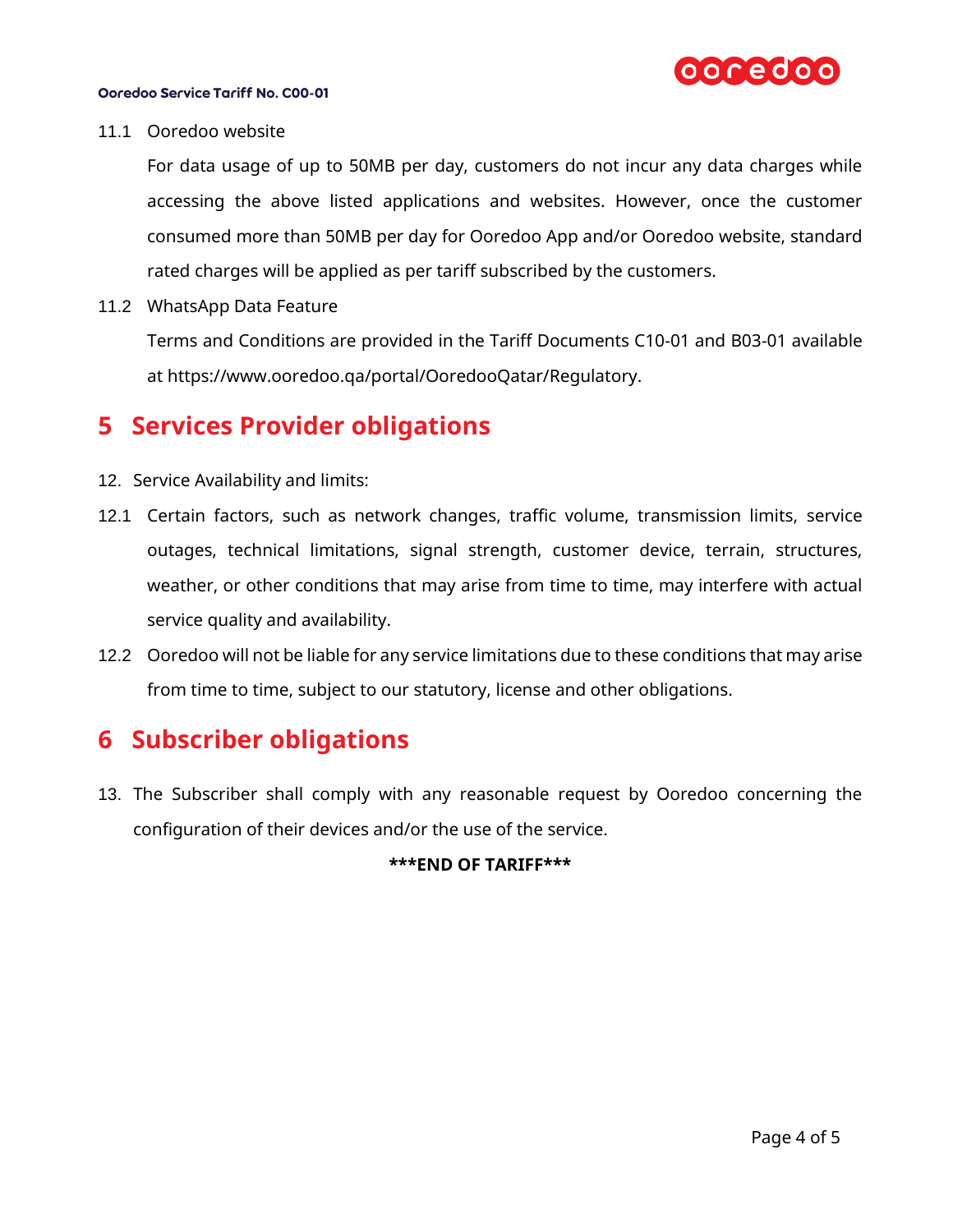11.1 Ooredoo website

For data usage of up to 50MB per day, customers do not incur any data charges while accessing the above listed applications and websites. However, once the customer consumed more than 50MB per day for Ooredoo App and/or Ooredoo website, standard rated charges will be applied as per tariff subscribed by the customers.

11.2 WhatsApp Data Feature

Terms and Conditions are provided in the Tariff Documents C10-01 and B03-01 available at https://www.ooredoo.qa/portal/OoredooQatar/Regulatory.

# 5 Services Provider obligations

12. Service Availability and limits:

12.1 Certain factors, such as network changes, traffic volume, transmission limits, service outages, technical limitations, signal strength, customer device, terrain, structures, weather, or other conditions that may arise from time to time, may interfere with actual service quality and availability.

12.2 Ooredoo will not be liable for any service limitations due to these conditions that may arise from time to time, subject to our statutory, license and other obligations.

# 6 Subscriber obligations

13. The Subscriber shall comply with any reasonable request by Ooredoo concerning the configuration of their devices and/or the use of the service.

**\*\*\*END OF TARIFF\*\*\***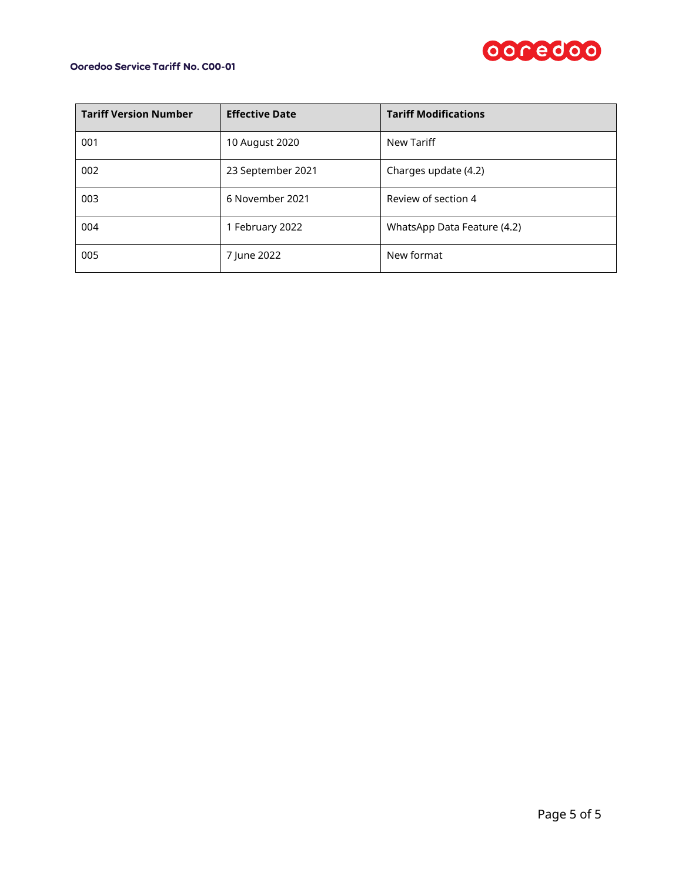| Tariff Version Number | Effective Date | Tariff Modifications |
| --- | --- | --- |
| 001 | 10 August 2020 | New Tariff |
| 002 | 23 September 2021 | Charges update (4.2) |
| 003 | 6 November 2021 | Review of section 4 |
| 004 | 1 February 2022 | WhatsApp Data Feature (4.2) |
| 005 | 7 June 2022 | New format |